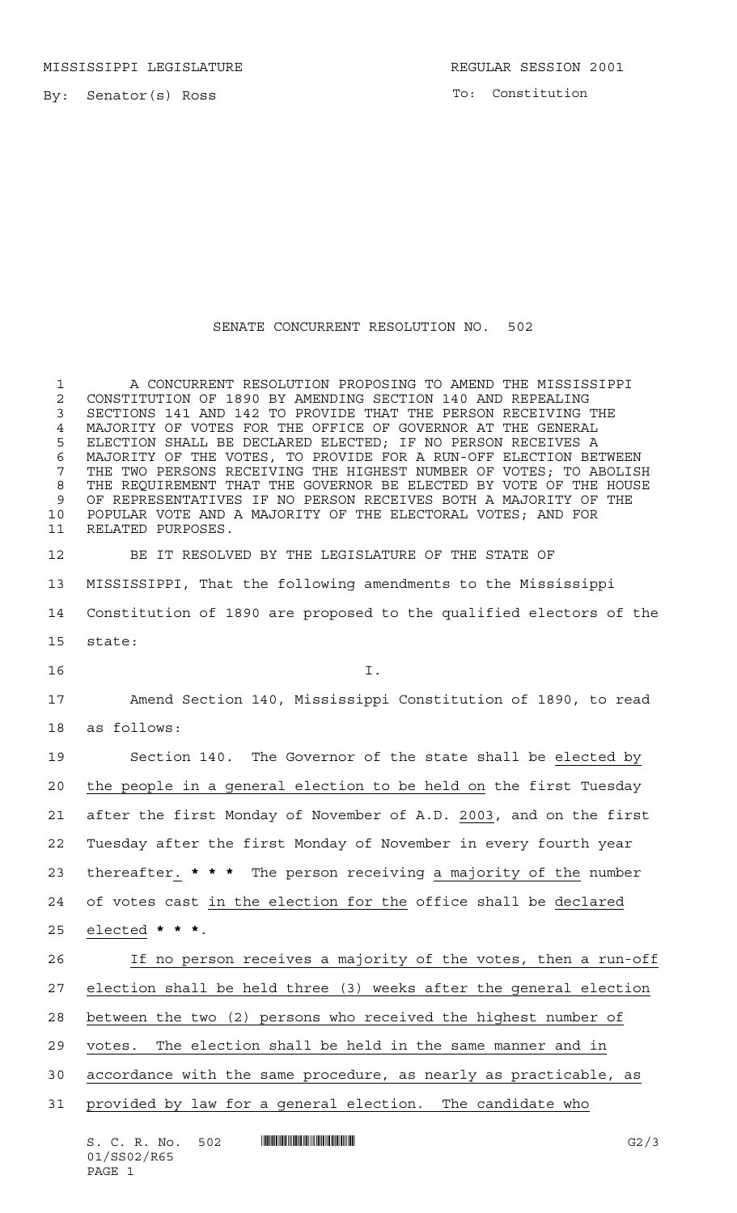MISSISSIPPI LEGISLATURE REGULAR SESSION 2001

By: Senator(s) Ross

To: Constitution

# SENATE CONCURRENT RESOLUTION NO. 502

A CONCURRENT RESOLUTION PROPOSING TO AMEND THE MISSISSIPPI CONSTITUTION OF 1890 BY AMENDING SECTION 140 AND REPEALING SECTIONS 141 AND 142 TO PROVIDE THAT THE PERSON RECEIVING THE MAJORITY OF VOTES FOR THE OFFICE OF GOVERNOR AT THE GENERAL ELECTION SHALL BE DECLARED ELECTED; IF NO PERSON RECEIVES A MAJORITY OF THE VOTES, TO PROVIDE FOR A RUN-OFF ELECTION BETWEEN THE TWO PERSONS RECEIVING THE HIGHEST NUMBER OF VOTES; TO ABOLISH THE REQUIREMENT THAT THE GOVERNOR BE ELECTED BY VOTE OF THE HOUSE OF REPRESENTATIVES IF NO PERSON RECEIVES BOTH A MAJORITY OF THE POPULAR VOTE AND A MAJORITY OF THE ELECTORAL VOTES; AND FOR RELATED PURPOSES.

BE IT RESOLVED BY THE LEGISLATURE OF THE STATE OF MISSISSIPPI, That the following amendments to the Mississippi Constitution of 1890 are proposed to the qualified electors of the state:

I.

Amend Section 140, Mississippi Constitution of 1890, to read as follows:

Section 140. The Governor of the state shall be elected by the people in a general election to be held on the first Tuesday after the first Monday of November of A.D. 2003, and on the first Tuesday after the first Monday of November in every fourth year thereafter. * * * The person receiving a majority of the number of votes cast in the election for the office shall be declared elected * * *.

If no person receives a majority of the votes, then a run-off election shall be held three (3) weeks after the general election between the two (2) persons who received the highest number of votes. The election shall be held in the same manner and in accordance with the same procedure, as nearly as practicable, as provided by law for a general election. The candidate who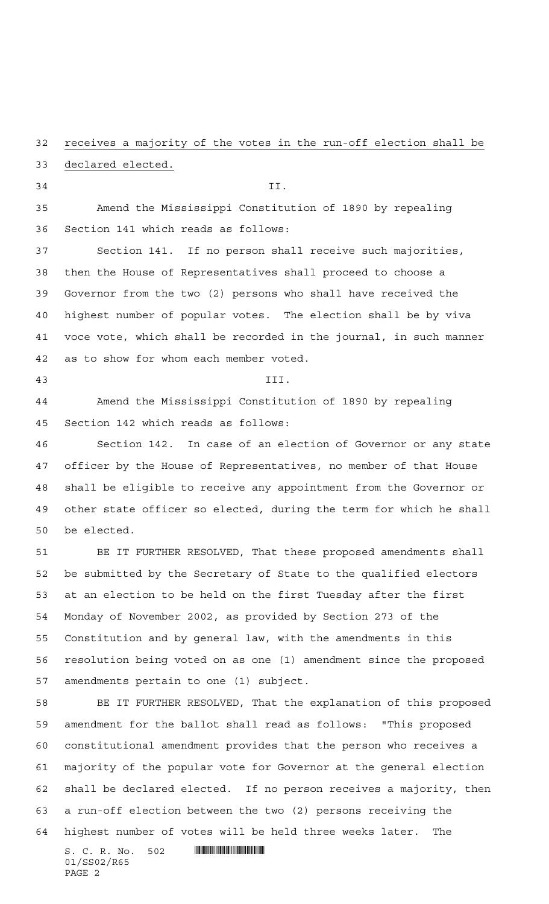receives a majority of the votes in the run-off election shall be declared elected.

II.

Amend the Mississippi Constitution of 1890 by repealing Section 141 which reads as follows:

Section 141. If no person shall receive such majorities, then the House of Representatives shall proceed to choose a Governor from the two (2) persons who shall have received the highest number of popular votes. The election shall be by viva voce vote, which shall be recorded in the journal, in such manner as to show for whom each member voted.

III.

Amend the Mississippi Constitution of 1890 by repealing Section 142 which reads as follows:

Section 142. In case of an election of Governor or any state officer by the House of Representatives, no member of that House shall be eligible to receive any appointment from the Governor or other state officer so elected, during the term for which he shall be elected.

BE IT FURTHER RESOLVED, That these proposed amendments shall be submitted by the Secretary of State to the qualified electors at an election to be held on the first Tuesday after the first Monday of November 2002, as provided by Section 273 of the Constitution and by general law, with the amendments in this resolution being voted on as one (1) amendment since the proposed amendments pertain to one (1) subject.

BE IT FURTHER RESOLVED, That the explanation of this proposed amendment for the ballot shall read as follows: "This proposed constitutional amendment provides that the person who receives a majority of the popular vote for Governor at the general election shall be declared elected. If no person receives a majority, then a run-off election between the two (2) persons receiving the highest number of votes will be held three weeks later. The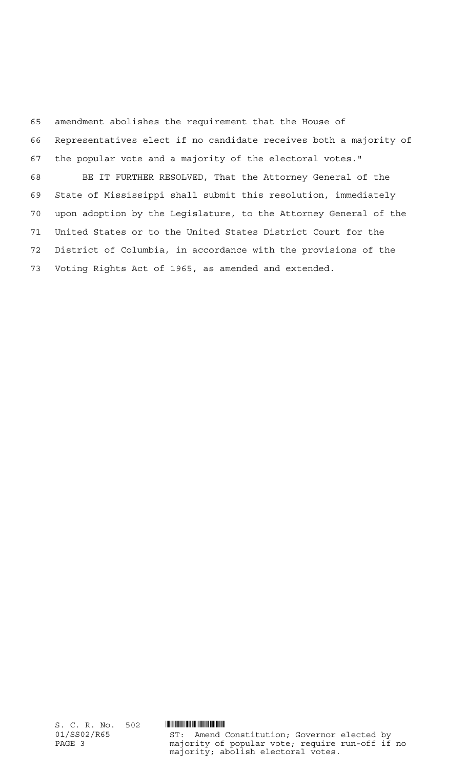amendment abolishes the requirement that the House of Representatives elect if no candidate receives both a majority of the popular vote and a majority of the electoral votes."

BE IT FURTHER RESOLVED, That the Attorney General of the State of Mississippi shall submit this resolution, immediately upon adoption by the Legislature, to the Attorney General of the United States or to the United States District Court for the District of Columbia, in accordance with the provisions of the Voting Rights Act of 1965, as amended and extended.

S. C. R. No. 502
01/SS02/R65

ST: Amend Constitution; Governor elected by majority of popular vote; require run-off if no majority; abolish electoral votes.